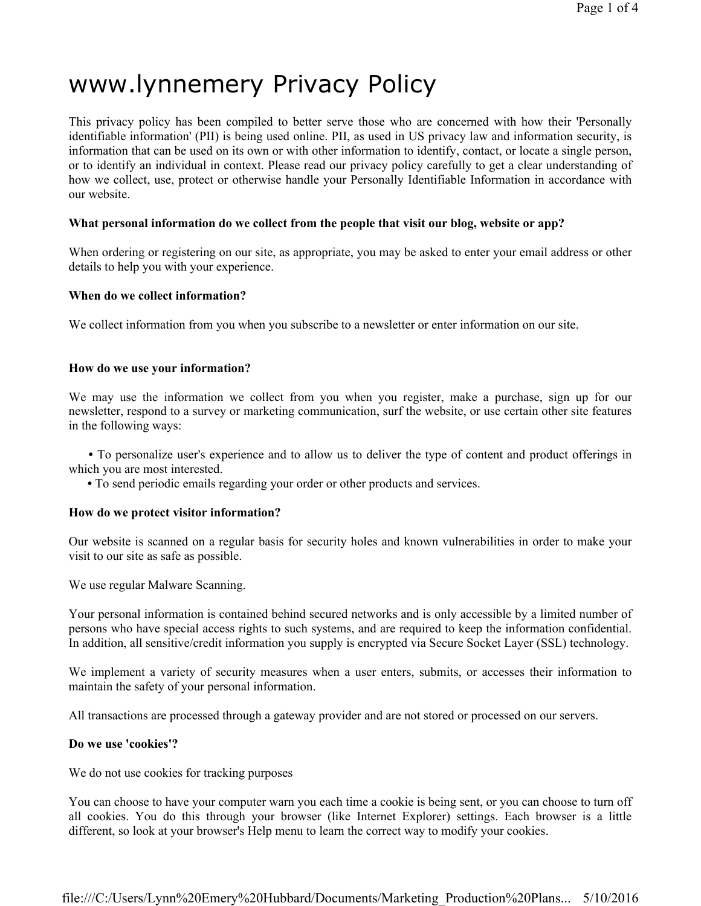# www.lynnemery Privacy Policy

This privacy policy has been compiled to better serve those who are concerned with how their 'Personally identifiable information' (PII) is being used online. PII, as used in US privacy law and information security, is information that can be used on its own or with other information to identify, contact, or locate a single person, or to identify an individual in context. Please read our privacy policy carefully to get a clear understanding of how we collect, use, protect or otherwise handle your Personally Identifiable Information in accordance with our website.

**What personal information do we collect from the people that visit our blog, website or app?**

When ordering or registering on our site, as appropriate, you may be asked to enter your email address or other details to help you with your experience.

**When do we collect information?**

We collect information from you when you subscribe to a newsletter or enter information on our site.

**How do we use your information?**

We may use the information we collect from you when you register, make a purchase, sign up for our newsletter, respond to a survey or marketing communication, surf the website, or use certain other site features in the following ways:

- To personalize user's experience and to allow us to deliver the type of content and product offerings in which you are most interested.
- To send periodic emails regarding your order or other products and services.

**How do we protect visitor information?**

Our website is scanned on a regular basis for security holes and known vulnerabilities in order to make your visit to our site as safe as possible.

We use regular Malware Scanning.

Your personal information is contained behind secured networks and is only accessible by a limited number of persons who have special access rights to such systems, and are required to keep the information confidential. In addition, all sensitive/credit information you supply is encrypted via Secure Socket Layer (SSL) technology.

We implement a variety of security measures when a user enters, submits, or accesses their information to maintain the safety of your personal information.

All transactions are processed through a gateway provider and are not stored or processed on our servers.

**Do we use 'cookies'?**

We do not use cookies for tracking purposes

You can choose to have your computer warn you each time a cookie is being sent, or you can choose to turn off all cookies. You do this through your browser (like Internet Explorer) settings. Each browser is a little different, so look at your browser's Help menu to learn the correct way to modify your cookies.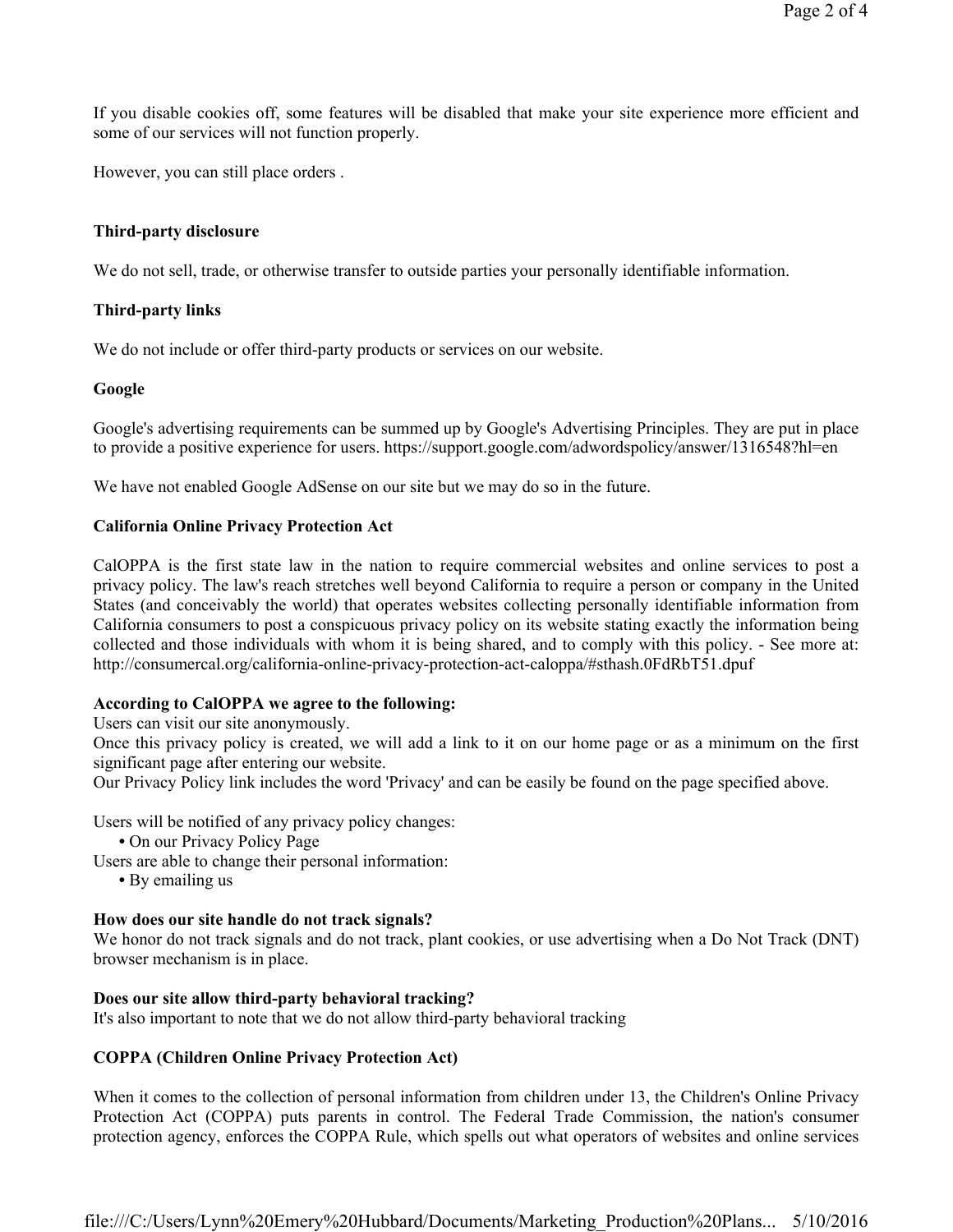If you disable cookies off, some features will be disabled that make your site experience more efficient and some of our services will not function properly.

However, you can still place orders .

### Third-party disclosure

We do not sell, trade, or otherwise transfer to outside parties your personally identifiable information.

### Third-party links

We do not include or offer third-party products or services on our website.

### Google

Google's advertising requirements can be summed up by Google's Advertising Principles. They are put in place to provide a positive experience for users. https://support.google.com/adwordspolicy/answer/1316548?hl=en

We have not enabled Google AdSense on our site but we may do so in the future.

### California Online Privacy Protection Act

CalOPPA is the first state law in the nation to require commercial websites and online services to post a privacy policy. The law's reach stretches well beyond California to require a person or company in the United States (and conceivably the world) that operates websites collecting personally identifiable information from California consumers to post a conspicuous privacy policy on its website stating exactly the information being collected and those individuals with whom it is being shared, and to comply with this policy. - See more at: http://consumercal.org/california-online-privacy-protection-act-caloppa/#sthash.0FdRbT51.dpuf

**According to CalOPPA we agree to the following:**
Users can visit our site anonymously.
Once this privacy policy is created, we will add a link to it on our home page or as a minimum on the first significant page after entering our website.
Our Privacy Policy link includes the word 'Privacy' and can be easily be found on the page specified above.

Users will be notified of any privacy policy changes:

- On our Privacy Policy Page

Users are able to change their personal information:

- By emailing us

**How does our site handle do not track signals?**
We honor do not track signals and do not track, plant cookies, or use advertising when a Do Not Track (DNT) browser mechanism is in place.

**Does our site allow third-party behavioral tracking?**
It's also important to note that we do not allow third-party behavioral tracking

### COPPA (Children Online Privacy Protection Act)

When it comes to the collection of personal information from children under 13, the Children's Online Privacy Protection Act (COPPA) puts parents in control. The Federal Trade Commission, the nation's consumer protection agency, enforces the COPPA Rule, which spells out what operators of websites and online services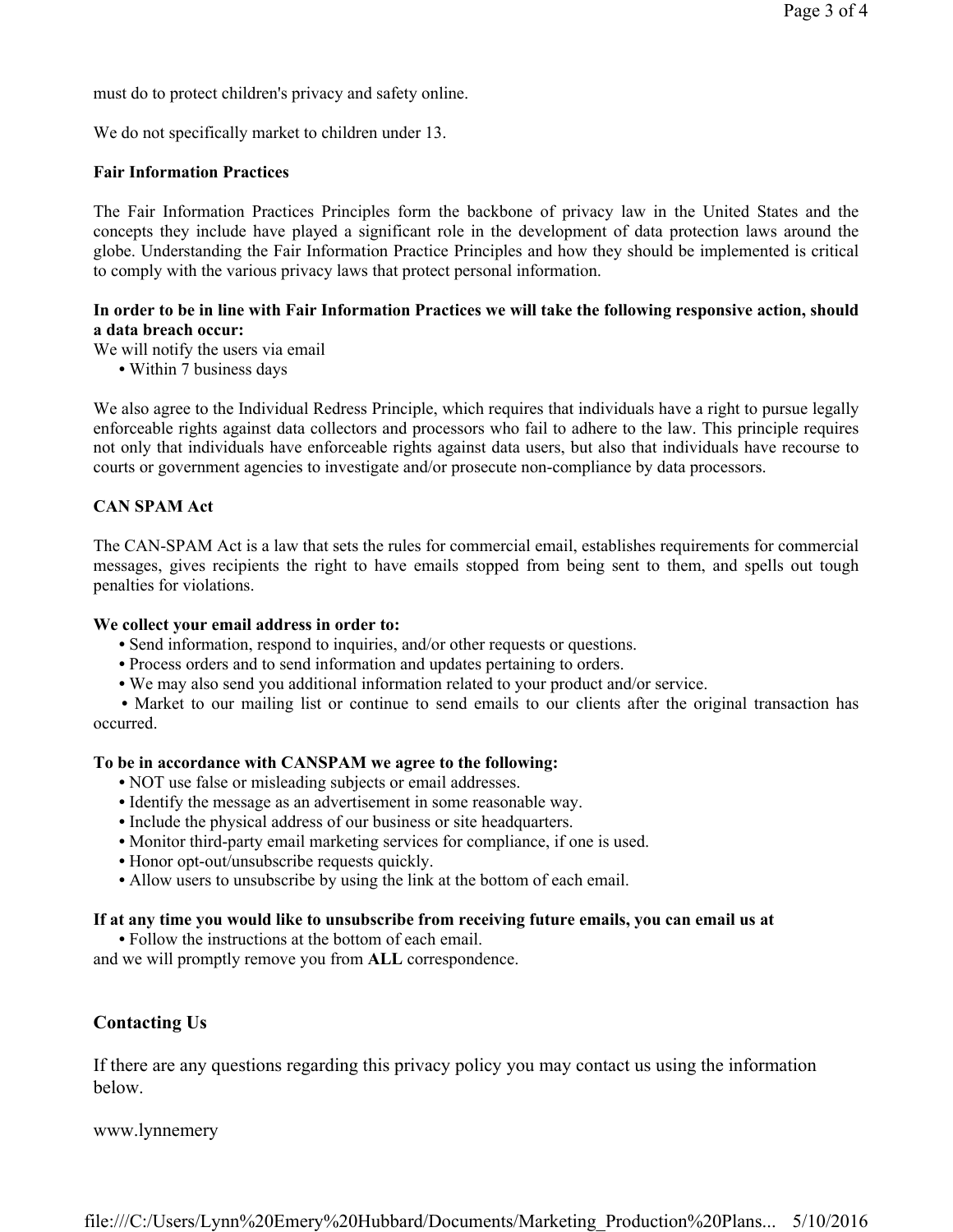must do to protect children's privacy and safety online.

We do not specifically market to children under 13.

**Fair Information Practices**

The Fair Information Practices Principles form the backbone of privacy law in the United States and the concepts they include have played a significant role in the development of data protection laws around the globe. Understanding the Fair Information Practice Principles and how they should be implemented is critical to comply with the various privacy laws that protect personal information.

**In order to be in line with Fair Information Practices we will take the following responsive action, should a data breach occur:**

We will notify the users via email

- Within 7 business days

We also agree to the Individual Redress Principle, which requires that individuals have a right to pursue legally enforceable rights against data collectors and processors who fail to adhere to the law. This principle requires not only that individuals have enforceable rights against data users, but also that individuals have recourse to courts or government agencies to investigate and/or prosecute non-compliance by data processors.

**CAN SPAM Act**

The CAN-SPAM Act is a law that sets the rules for commercial email, establishes requirements for commercial messages, gives recipients the right to have emails stopped from being sent to them, and spells out tough penalties for violations.

**We collect your email address in order to:**

- Send information, respond to inquiries, and/or other requests or questions.
- Process orders and to send information and updates pertaining to orders.
- We may also send you additional information related to your product and/or service.
- Market to our mailing list or continue to send emails to our clients after the original transaction has occurred.

**To be in accordance with CANSPAM we agree to the following:**

- NOT use false or misleading subjects or email addresses.
- Identify the message as an advertisement in some reasonable way.
- Include the physical address of our business or site headquarters.
- Monitor third-party email marketing services for compliance, if one is used.
- Honor opt-out/unsubscribe requests quickly.
- Allow users to unsubscribe by using the link at the bottom of each email.

**If at any time you would like to unsubscribe from receiving future emails, you can email us at**

- Follow the instructions at the bottom of each email.

and we will promptly remove you from **ALL** correspondence.

## Contacting Us

If there are any questions regarding this privacy policy you may contact us using the information below.

www.lynnemery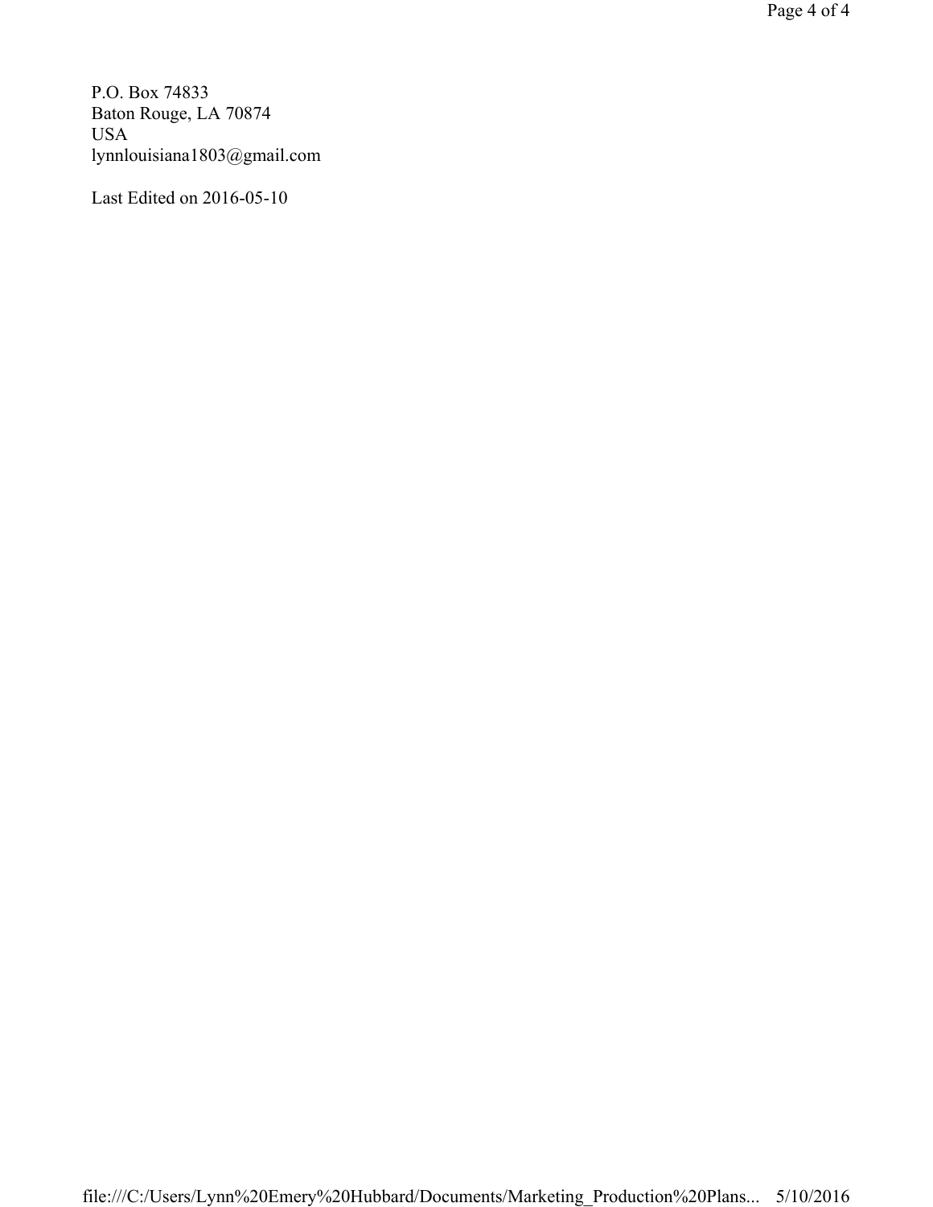P.O. Box 74833
Baton Rouge, LA 70874
USA
lynnlouisiana1803@gmail.com

Last Edited on 2016-05-10